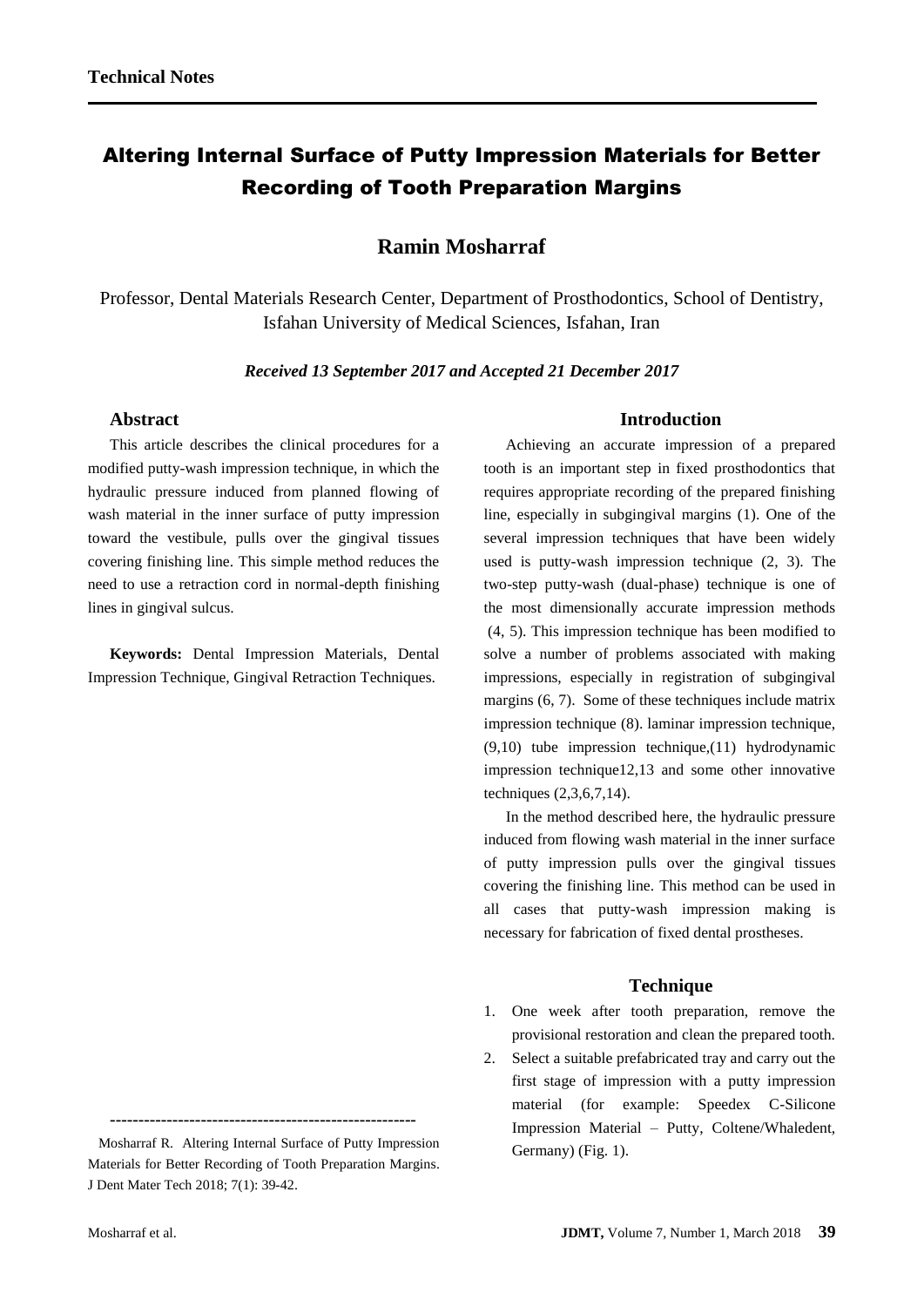**Technical Notes**

# Altering Internal Surface of Putty Impression Materials for Better Recording of Tooth Preparation Margins

**Ramin Mosharraf**

Professor, Dental Materials Research Center, Department of Prosthodontics, School of Dentistry, Isfahan University of Medical Sciences, Isfahan, Iran

***Received 13 September 2017 and Accepted 21 December 2017***

## Abstract

This article describes the clinical procedures for a modified putty-wash impression technique, in which the hydraulic pressure induced from planned flowing of wash material in the inner surface of putty impression toward the vestibule, pulls over the gingival tissues covering finishing line. This simple method reduces the need to use a retraction cord in normal-depth finishing lines in gingival sulcus.

**Keywords:** Dental Impression Materials, Dental Impression Technique, Gingival Retraction Techniques.

## Introduction

Achieving an accurate impression of a prepared tooth is an important step in fixed prosthodontics that requires appropriate recording of the prepared finishing line, especially in subgingival margins (1). One of the several impression techniques that have been widely used is putty-wash impression technique (2, 3). The two-step putty-wash (dual-phase) technique is one of the most dimensionally accurate impression methods (4, 5). This impression technique has been modified to solve a number of problems associated with making impressions, especially in registration of subgingival margins (6, 7). Some of these techniques include matrix impression technique (8). laminar impression technique, (9,10) tube impression technique,(11) hydrodynamic impression technique12,13 and some other innovative techniques (2,3,6,7,14).

In the method described here, the hydraulic pressure induced from flowing wash material in the inner surface of putty impression pulls over the gingival tissues covering the finishing line. This method can be used in all cases that putty-wash impression making is necessary for fabrication of fixed dental prostheses.

## Technique

1. One week after tooth preparation, remove the provisional restoration and clean the prepared tooth.
2. Select a suitable prefabricated tray and carry out the first stage of impression with a putty impression material (for example: Speedex C-Silicone Impression Material – Putty, Coltene/Whaledent, Germany) (Fig. 1).

------------------------------------------------------

Mosharraf R. Altering Internal Surface of Putty Impression Materials for Better Recording of Tooth Preparation Margins. J Dent Mater Tech 2018; 7(1): 39-42.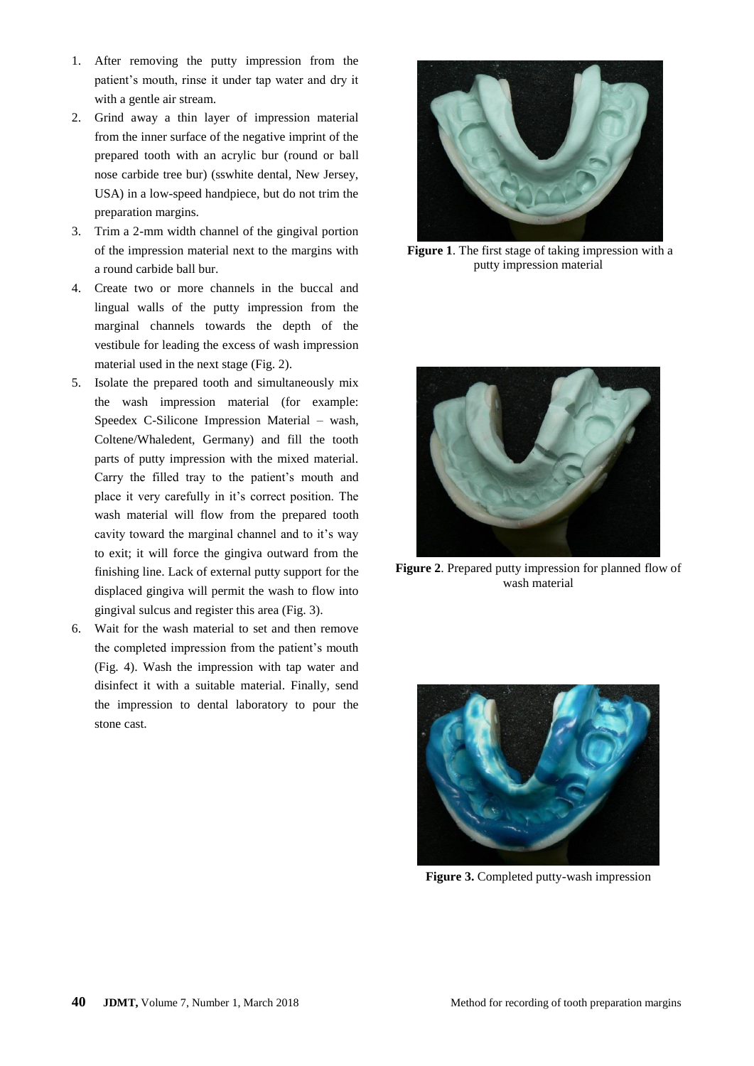1. After removing the putty impression from the patient's mouth, rinse it under tap water and dry it with a gentle air stream.
2. Grind away a thin layer of impression material from the inner surface of the negative imprint of the prepared tooth with an acrylic bur (round or ball nose carbide tree bur) (sswhite dental, New Jersey, USA) in a low-speed handpiece, but do not trim the preparation margins.
3. Trim a 2-mm width channel of the gingival portion of the impression material next to the margins with a round carbide ball bur.
4. Create two or more channels in the buccal and lingual walls of the putty impression from the marginal channels towards the depth of the vestibule for leading the excess of wash impression material used in the next stage (Fig. 2).
5. Isolate the prepared tooth and simultaneously mix the wash impression material (for example: Speedex C-Silicone Impression Material – wash, Coltene/Whaledent, Germany) and fill the tooth parts of putty impression with the mixed material. Carry the filled tray to the patient's mouth and place it very carefully in it's correct position. The wash material will flow from the prepared tooth cavity toward the marginal channel and to it's way to exit; it will force the gingiva outward from the finishing line. Lack of external putty support for the displaced gingiva will permit the wash to flow into gingival sulcus and register this area (Fig. 3).
6. Wait for the wash material to set and then remove the completed impression from the patient's mouth (Fig. 4). Wash the impression with tap water and disinfect it with a suitable material. Finally, send the impression to dental laboratory to pour the stone cast.

**Figure 1**. The first stage of taking impression with a putty impression material

**Figure 2**. Prepared putty impression for planned flow of wash material

**Figure 3.** Completed putty-wash impression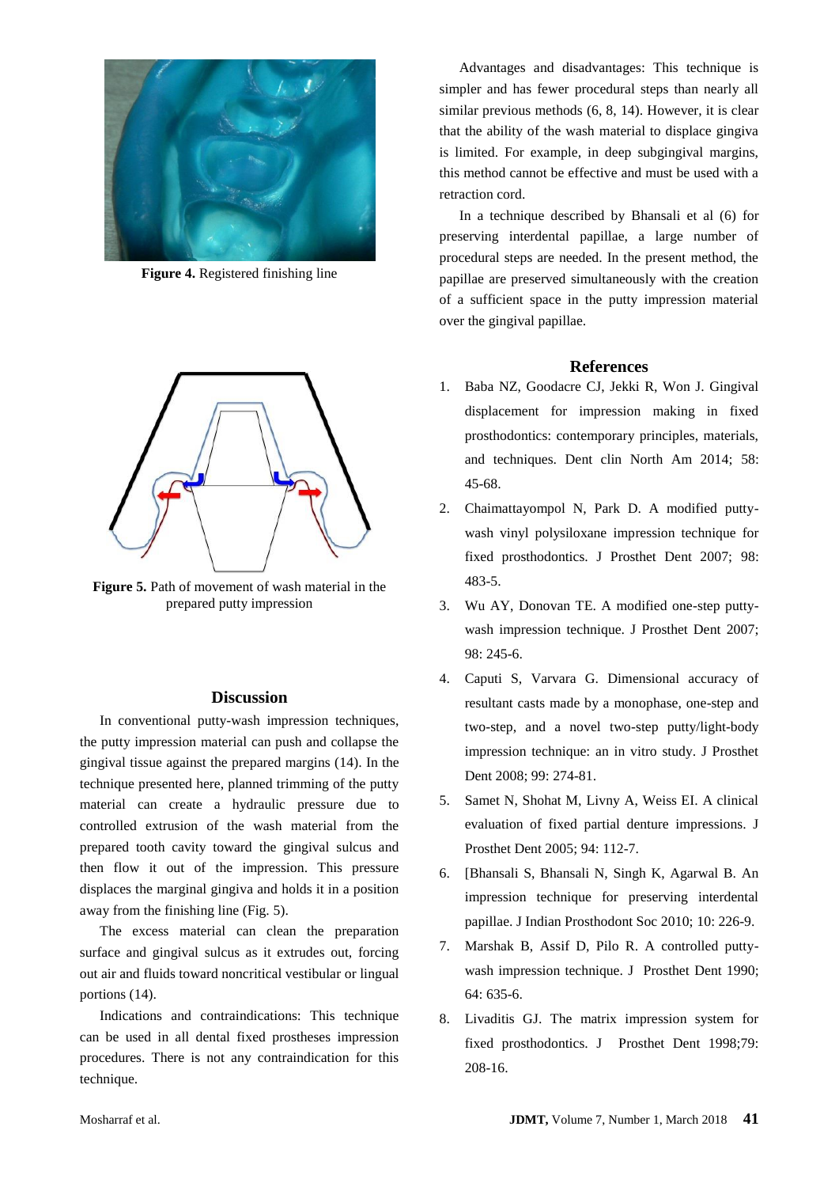Figure 4. Registered finishing line

Figure 5. Path of movement of wash material in the prepared putty impression

## Discussion

In conventional putty-wash impression techniques, the putty impression material can push and collapse the gingival tissue against the prepared margins (14). In the technique presented here, planned trimming of the putty material can create a hydraulic pressure due to controlled extrusion of the wash material from the prepared tooth cavity toward the gingival sulcus and then flow it out of the impression. This pressure displaces the marginal gingiva and holds it in a position away from the finishing line (Fig. 5).

The excess material can clean the preparation surface and gingival sulcus as it extrudes out, forcing out air and fluids toward noncritical vestibular or lingual portions (14).

Indications and contraindications: This technique can be used in all dental fixed prostheses impression procedures. There is not any contraindication for this technique.

Advantages and disadvantages: This technique is simpler and has fewer procedural steps than nearly all similar previous methods (6, 8, 14). However, it is clear that the ability of the wash material to displace gingiva is limited. For example, in deep subgingival margins, this method cannot be effective and must be used with a retraction cord.

In a technique described by Bhansali et al (6) for preserving interdental papillae, a large number of procedural steps are needed. In the present method, the papillae are preserved simultaneously with the creation of a sufficient space in the putty impression material over the gingival papillae.

## References

1. Baba NZ, Goodacre CJ, Jekki R, Won J. Gingival displacement for impression making in fixed prosthodontics: contemporary principles, materials, and techniques. Dent clin North Am 2014; 58: 45-68.
2. Chaimattayompol N, Park D. A modified putty-wash vinyl polysiloxane impression technique for fixed prosthodontics. J Prosthet Dent 2007; 98: 483-5.
3. Wu AY, Donovan TE. A modified one-step putty-wash impression technique. J Prosthet Dent 2007; 98: 245-6.
4. Caputi S, Varvara G. Dimensional accuracy of resultant casts made by a monophase, one-step and two-step, and a novel two-step putty/light-body impression technique: an in vitro study. J Prosthet Dent 2008; 99: 274-81.
5. Samet N, Shohat M, Livny A, Weiss EI. A clinical evaluation of fixed partial denture impressions. J Prosthet Dent 2005; 94: 112-7.
6. [Bhansali S, Bhansali N, Singh K, Agarwal B. An impression technique for preserving interdental papillae. J Indian Prosthodont Soc 2010; 10: 226-9.
7. Marshak B, Assif D, Pilo R. A controlled putty-wash impression technique. J Prosthet Dent 1990; 64: 635-6.
8. Livaditis GJ. The matrix impression system for fixed prosthodontics. J Prosthet Dent 1998;79: 208-16.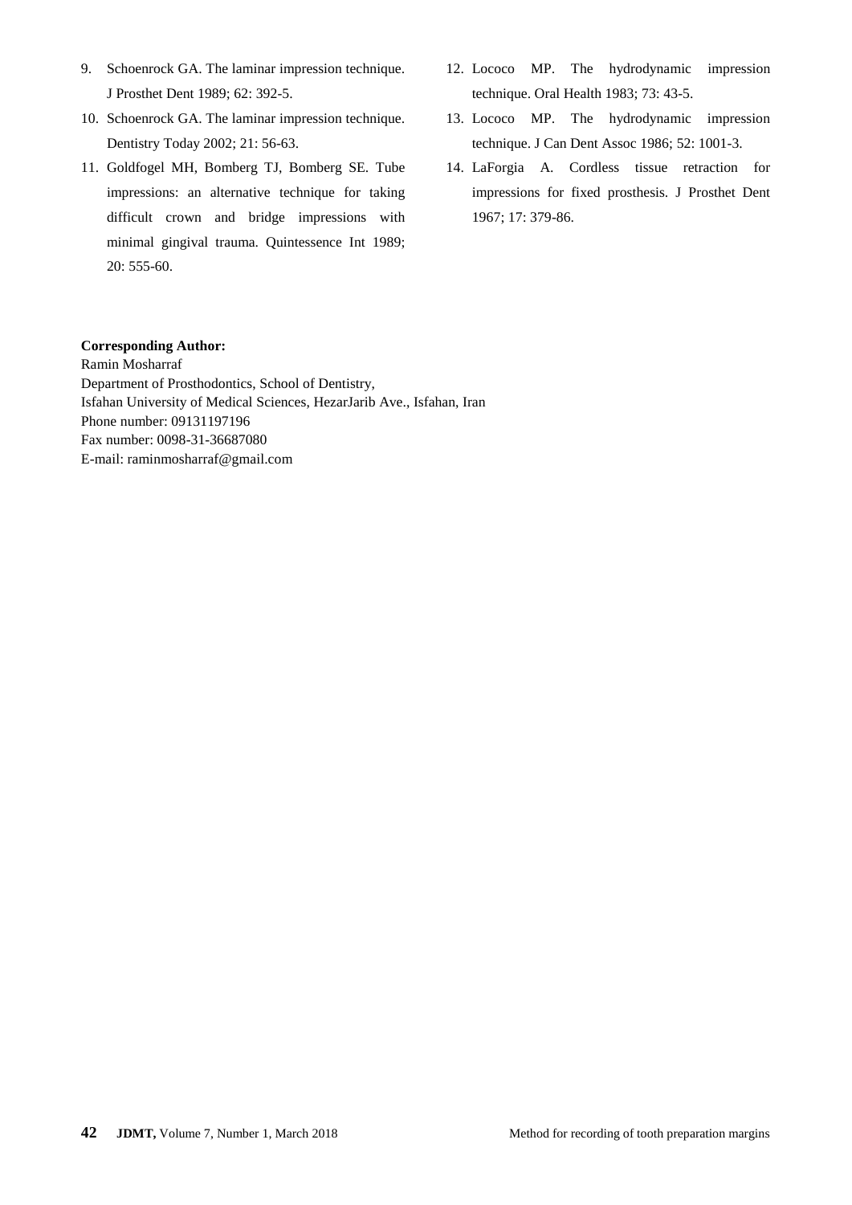9. Schoenrock GA. The laminar impression technique. J Prosthet Dent 1989; 62: 392-5.
10. Schoenrock GA. The laminar impression technique. Dentistry Today 2002; 21: 56-63.
11. Goldfogel MH, Bomberg TJ, Bomberg SE. Tube impressions: an alternative technique for taking difficult crown and bridge impressions with minimal gingival trauma. Quintessence Int 1989; 20: 555-60.
12. Lococo MP. The hydrodynamic impression technique. Oral Health 1983; 73: 43-5.
13. Lococo MP. The hydrodynamic impression technique. J Can Dent Assoc 1986; 52: 1001-3.
14. LaForgia A. Cordless tissue retraction for impressions for fixed prosthesis. J Prosthet Dent 1967; 17: 379-86.

**Corresponding Author:**
Ramin Mosharraf
Department of Prosthodontics, School of Dentistry,
Isfahan University of Medical Sciences, HezarJarib Ave., Isfahan, Iran
Phone number: 09131197196
Fax number: 0098-31-36687080
E-mail: raminmosharraf@gmail.com